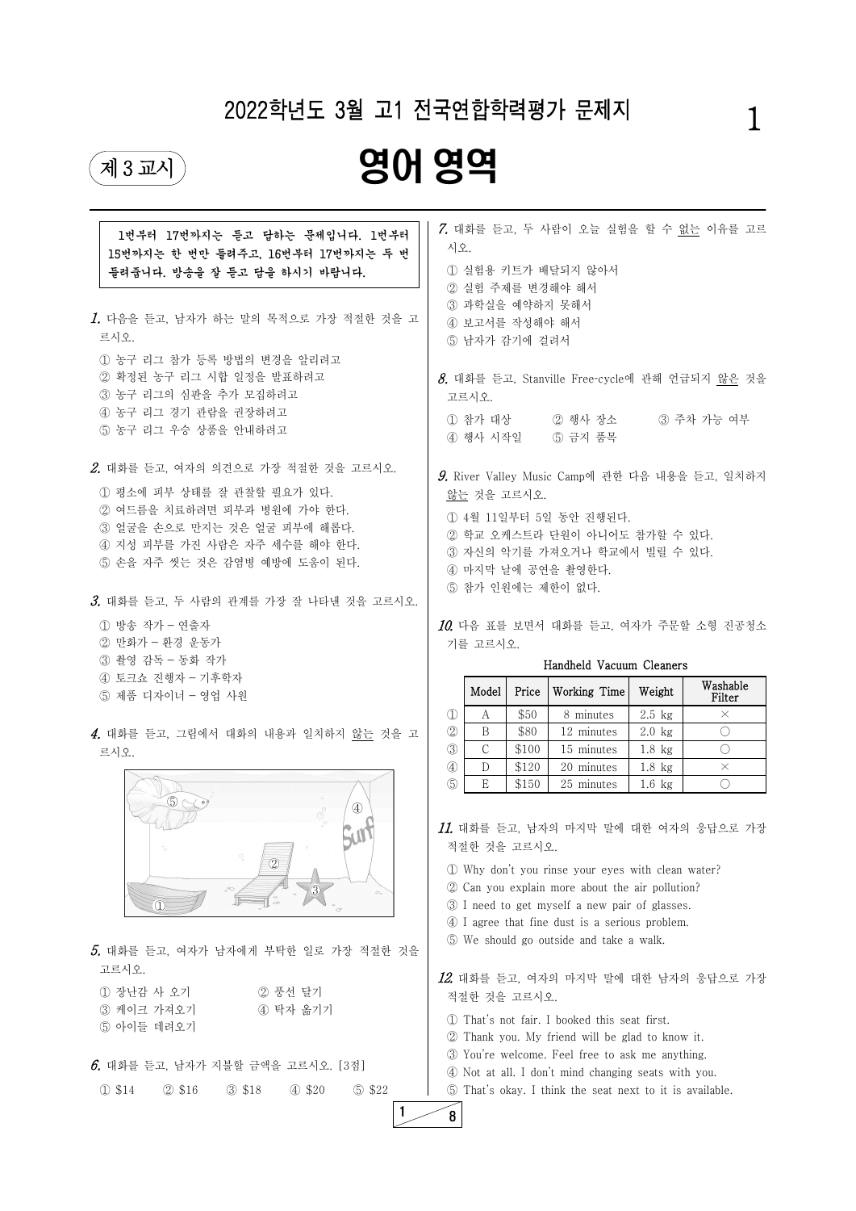# 2022학년도 3월 고1 전국연합학력평가 문제지

제 3 교시

# 영어 영역

**1번부터 17번까지는 듣고 답하는 문제입니다. 1번부터 15번까지는 한 번만 들려주고, 16번부터 17번까지는 두 번 들려줍니다. 방송을 잘 듣고 답을 하시기 바랍니다.**

**1.** 다음을 듣고, 남자가 하는 말의 목적으로 가장 적절한 것을 고르시오.

① 농구 리그 참가 등록 방법의 변경을 알리려고
② 확정된 농구 리그 시합 일정을 발표하려고
③ 농구 리그의 심판을 추가 모집하려고
④ 농구 리그 경기 관람을 권장하려고
⑤ 농구 리그 우승 상품을 안내하려고

**2.** 대화를 듣고, 여자의 의견으로 가장 적절한 것을 고르시오.

① 평소에 피부 상태를 잘 관찰할 필요가 있다.
② 여드름을 치료하려면 피부과 병원에 가야 한다.
③ 얼굴을 손으로 만지는 것은 얼굴 피부에 해롭다.
④ 지성 피부를 가진 사람은 자주 세수를 해야 한다.
⑤ 손을 자주 씻는 것은 감염병 예방에 도움이 된다.

**3.** 대화를 듣고, 두 사람의 관계를 가장 잘 나타낸 것을 고르시오.

① 방송 작가 ‒ 연출자
② 만화가 ‒ 환경 운동가
③ 촬영 감독 ‒ 동화 작가
④ 토크쇼 진행자 ‒ 기후학자
⑤ 제품 디자이너 ‒ 영업 사원

**4.** 대화를 듣고, 그림에서 대화의 내용과 일치하지 않는 것을 고르시오.

**5.** 대화를 듣고, 여자가 남자에게 부탁한 일로 가장 적절한 것을 고르시오.

① 장난감 사 오기
② 풍선 달기
③ 케이크 가져오기
④ 탁자 옮기기
⑤ 아이들 데려오기

**6.** 대화를 듣고, 남자가 지불할 금액을 고르시오. [3점]

① $14 ② $16 ③ $18 ④ $20 ⑤ $22

**7.** 대화를 듣고, 두 사람이 오늘 실험을 할 수 없는 이유를 고르시오.

① 실험용 키트가 배달되지 않아서
② 실험 주제를 변경해야 해서
③ 과학실을 예약하지 못해서
④ 보고서를 작성해야 해서
⑤ 남자가 감기에 걸려서

**8.** 대화를 듣고, Stanville Free-cycle에 관해 언급되지 않은 것을 고르시오.

① 참가 대상
② 행사 장소
③ 주차 가능 여부
④ 행사 시작일
⑤ 금지 품목

**9.** River Valley Music Camp에 관한 다음 내용을 듣고, 일치하지 않는 것을 고르시오.

① 4월 11일부터 5일 동안 진행된다.
② 학교 오케스트라 단원이 아니어도 참가할 수 있다.
③ 자신의 악기를 가져오거나 학교에서 빌릴 수 있다.
④ 마지막 날에 공연을 촬영한다.
⑤ 참가 인원에는 제한이 없다.

**10.** 다음 표를 보면서 대화를 듣고, 여자가 주문할 소형 진공청소기를 고르시오.

Handheld Vacuum Cleaners

| | Model | Price | Working Time | Weight | Washable Filter |
|---|---|---|---|---|---|
| ① | A | $50 | 8 minutes | 2.5 kg | × |
| ② | B | $80 | 12 minutes | 2.0 kg | ○ |
| ③ | C | $100 | 15 minutes | 1.8 kg | ○ |
| ④ | D | $120 | 20 minutes | 1.8 kg | × |
| ⑤ | E | $150 | 25 minutes | 1.6 kg | ○ |

**11.** 대화를 듣고, 남자의 마지막 말에 대한 여자의 응답으로 가장 적절한 것을 고르시오.

① Why don't you rinse your eyes with clean water?
② Can you explain more about the air pollution?
③ I need to get myself a new pair of glasses.
④ I agree that fine dust is a serious problem.
⑤ We should go outside and take a walk.

**12.** 대화를 듣고, 여자의 마지막 말에 대한 남자의 응답으로 가장 적절한 것을 고르시오.

① That's not fair. I booked this seat first.
② Thank you. My friend will be glad to know it.
③ You're welcome. Feel free to ask me anything.
④ Not at all. I don't mind changing seats with you.
⑤ That's okay. I think the seat next to it is available.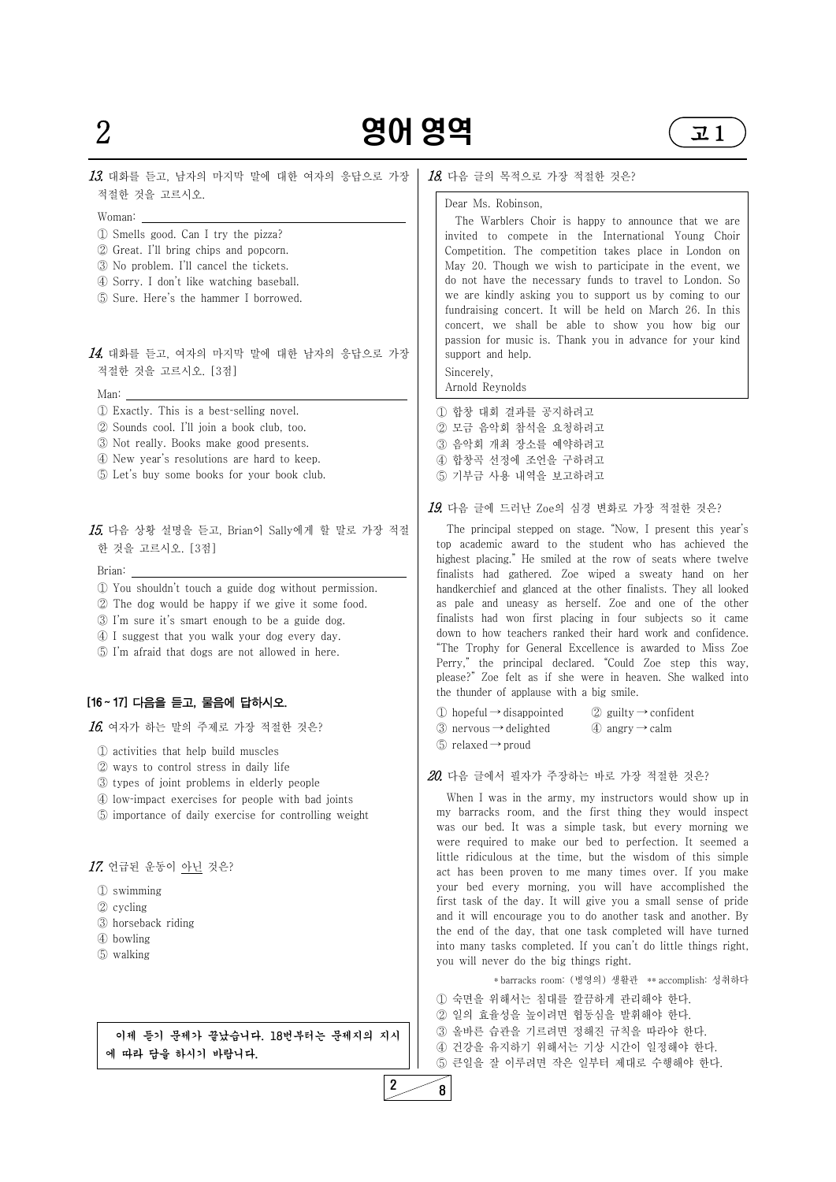**13.** 대화를 듣고, 남자의 마지막 말에 대한 여자의 응답으로 가장 적절한 것을 고르시오.

Woman: ______________________

① Smells good. Can I try the pizza?
② Great. I'll bring chips and popcorn.
③ No problem. I'll cancel the tickets.
④ Sorry. I don't like watching baseball.
⑤ Sure. Here's the hammer I borrowed.

**14.** 대화를 듣고, 여자의 마지막 말에 대한 남자의 응답으로 가장 적절한 것을 고르시오. [3점]

Man: ______________________

① Exactly. This is a best-selling novel.
② Sounds cool. I'll join a book club, too.
③ Not really. Books make good presents.
④ New year's resolutions are hard to keep.
⑤ Let's buy some books for your book club.

**15.** 다음 상황 설명을 듣고, Brian이 Sally에게 할 말로 가장 적절한 것을 고르시오. [3점]

Brian: ______________________

① You shouldn't touch a guide dog without permission.
② The dog would be happy if we give it some food.
③ I'm sure it's smart enough to be a guide dog.
④ I suggest that you walk your dog every day.
⑤ I'm afraid that dogs are not allowed in here.

**[16～17] 다음을 듣고, 물음에 답하시오.**

**16.** 여자가 하는 말의 주제로 가장 적절한 것은?

① activities that help build muscles
② ways to control stress in daily life
③ types of joint problems in elderly people
④ low-impact exercises for people with bad joints
⑤ importance of daily exercise for controlling weight

**17.** 언급된 운동이 아닌 것은?

① swimming
② cycling
③ horseback riding
④ bowling
⑤ walking

**이제 듣기 문제가 끝났습니다. 18번부터는 문제지의 지시에 따라 답을 하시기 바랍니다.**

**18.** 다음 글의 목적으로 가장 적절한 것은?

Dear Ms. Robinson,

The Warblers Choir is happy to announce that we are invited to compete in the International Young Choir Competition. The competition takes place in London on May 20. Though we wish to participate in the event, we do not have the necessary funds to travel to London. So we are kindly asking you to support us by coming to our fundraising concert. It will be held on March 26. In this concert, we shall be able to show you how big our passion for music is. Thank you in advance for your kind support and help.

Sincerely,
Arnold Reynolds

① 합창 대회 결과를 공지하려고
② 모금 음악회 참석을 요청하려고
③ 음악회 개최 장소를 예약하려고
④ 합창곡 선정에 조언을 구하려고
⑤ 기부금 사용 내역을 보고하려고

**19.** 다음 글에 드러난 Zoe의 심경 변화로 가장 적절한 것은?

The principal stepped on stage. "Now, I present this year's top academic award to the student who has achieved the highest placing." He smiled at the row of seats where twelve finalists had gathered. Zoe wiped a sweaty hand on her handkerchief and glanced at the other finalists. They all looked as pale and uneasy as herself. Zoe and one of the other finalists had won first placing in four subjects so it came down to how teachers ranked their hard work and confidence. "The Trophy for General Excellence is awarded to Miss Zoe Perry," the principal declared. "Could Zoe step this way, please?" Zoe felt as if she were in heaven. She walked into the thunder of applause with a big smile.

① hopeful → disappointed
② guilty → confident
③ nervous → delighted
④ angry → calm
⑤ relaxed → proud

**20.** 다음 글에서 필자가 주장하는 바로 가장 적절한 것은?

When I was in the army, my instructors would show up in my barracks room, and the first thing they would inspect was our bed. It was a simple task, but every morning we were required to make our bed to perfection. It seemed a little ridiculous at the time, but the wisdom of this simple act has been proven to me many times over. If you make your bed every morning, you will have accomplished the first task of the day. It will give you a small sense of pride and it will encourage you to do another task and another. By the end of the day, that one task completed will have turned into many tasks completed. If you can't do little things right, you will never do the big things right.

* barracks room: (병영의) 생활관 ** accomplish: 성취하다

① 숙면을 위해서는 침대를 깔끔하게 관리해야 한다.
② 일의 효율성을 높이려면 협동심을 발휘해야 한다.
③ 올바른 습관을 기르려면 정해진 규칙을 따라야 한다.
④ 건강을 유지하기 위해서는 기상 시간이 일정해야 한다.
⑤ 큰일을 잘 이루려면 작은 일부터 제대로 수행해야 한다.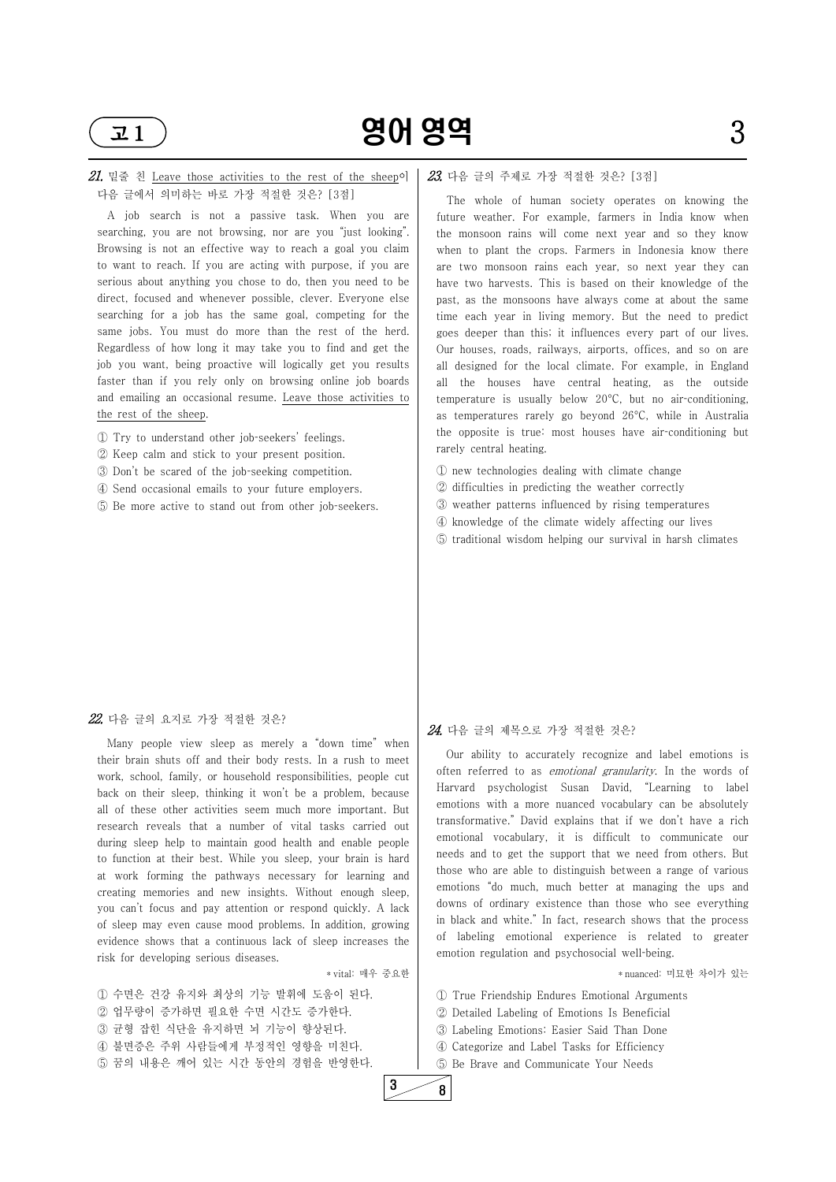**21.** 밑줄 친 Leave those activities to the rest of the sheep이 다음 글에서 의미하는 바로 가장 적절한 것은? [3점]

A job search is not a passive task. When you are searching, you are not browsing, nor are you "just looking". Browsing is not an effective way to reach a goal you claim to want to reach. If you are acting with purpose, if you are serious about anything you chose to do, then you need to be direct, focused and whenever possible, clever. Everyone else searching for a job has the same goal, competing for the same jobs. You must do more than the rest of the herd. Regardless of how long it may take you to find and get the job you want, being proactive will logically get you results faster than if you rely only on browsing online job boards and emailing an occasional resume. Leave those activities to the rest of the sheep.

① Try to understand other job-seekers' feelings.
② Keep calm and stick to your present position.
③ Don't be scared of the job-seeking competition.
④ Send occasional emails to your future employers.
⑤ Be more active to stand out from other job-seekers.

**22.** 다음 글의 요지로 가장 적절한 것은?

Many people view sleep as merely a "down time" when their brain shuts off and their body rests. In a rush to meet work, school, family, or household responsibilities, people cut back on their sleep, thinking it won't be a problem, because all of these other activities seem much more important. But research reveals that a number of vital tasks carried out during sleep help to maintain good health and enable people to function at their best. While you sleep, your brain is hard at work forming the pathways necessary for learning and creating memories and new insights. Without enough sleep, you can't focus and pay attention or respond quickly. A lack of sleep may even cause mood problems. In addition, growing evidence shows that a continuous lack of sleep increases the risk for developing serious diseases.

\* vital: 매우 중요한

① 수면은 건강 유지와 최상의 기능 발휘에 도움이 된다.
② 업무량이 증가하면 필요한 수면 시간도 증가한다.
③ 균형 잡힌 식단을 유지하면 뇌 기능이 향상된다.
④ 불면증은 주위 사람들에게 부정적인 영향을 미친다.
⑤ 꿈의 내용은 깨어 있는 시간 동안의 경험을 반영한다.

**23.** 다음 글의 주제로 가장 적절한 것은? [3점]

The whole of human society operates on knowing the future weather. For example, farmers in India know when the monsoon rains will come next year and so they know when to plant the crops. Farmers in Indonesia know there are two monsoon rains each year, so next year they can have two harvests. This is based on their knowledge of the past, as the monsoons have always come at about the same time each year in living memory. But the need to predict goes deeper than this; it influences every part of our lives. Our houses, roads, railways, airports, offices, and so on are all designed for the local climate. For example, in England all the houses have central heating, as the outside temperature is usually below 20°C, but no air-conditioning, as temperatures rarely go beyond 26°C, while in Australia the opposite is true: most houses have air-conditioning but rarely central heating.

① new technologies dealing with climate change
② difficulties in predicting the weather correctly
③ weather patterns influenced by rising temperatures
④ knowledge of the climate widely affecting our lives
⑤ traditional wisdom helping our survival in harsh climates

**24.** 다음 글의 제목으로 가장 적절한 것은?

Our ability to accurately recognize and label emotions is often referred to as *emotional granularity*. In the words of Harvard psychologist Susan David, "Learning to label emotions with a more nuanced vocabulary can be absolutely transformative." David explains that if we don't have a rich emotional vocabulary, it is difficult to communicate our needs and to get the support that we need from others. But those who are able to distinguish between a range of various emotions "do much, much better at managing the ups and downs of ordinary existence than those who see everything in black and white." In fact, research shows that the process of labeling emotional experience is related to greater emotion regulation and psychosocial well-being.

\* nuanced: 미묘한 차이가 있는

① True Friendship Endures Emotional Arguments
② Detailed Labeling of Emotions Is Beneficial
③ Labeling Emotions: Easier Said Than Done
④ Categorize and Label Tasks for Efficiency
⑤ Be Brave and Communicate Your Needs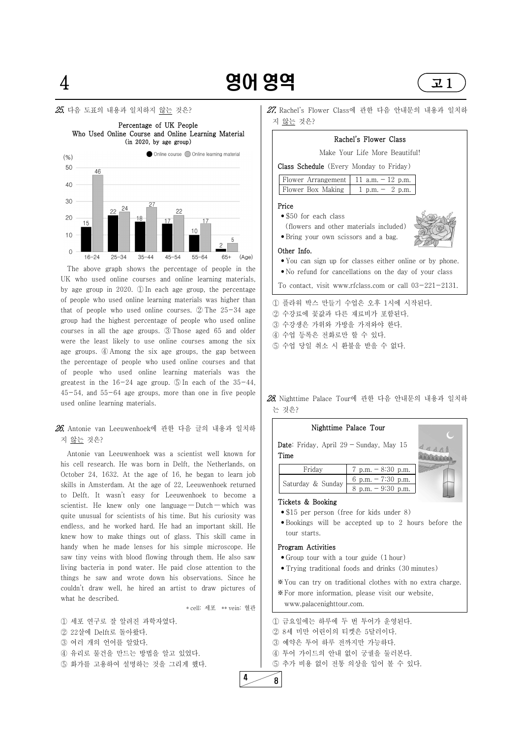**25.** 다음 도표의 내용과 일치하지 않는 것은?

Percentage of UK People
Who Used Online Course and Online Learning Material
(in 2020, by age group)

(%)
Online course　Online learning material
50, 40, 30, 20, 10, 0
16–24: 15, 46
25–34: 22, 24
35–44: 18, 27
45–54: 17, 22
55–64: 10, 17
65+: 2, 5
(Age)

The above graph shows the percentage of people in the UK who used online courses and online learning materials, by age group in 2020. ① In each age group, the percentage of people who used online learning materials was higher than that of people who used online courses. ② The 25–34 age group had the highest percentage of people who used online courses in all the age groups. ③ Those aged 65 and older were the least likely to use online courses among the six age groups. ④ Among the six age groups, the gap between the percentage of people who used online courses and that of people who used online learning materials was the greatest in the 16–24 age group. ⑤ In each of the 35–44, 45–54, and 55–64 age groups, more than one in five people used online learning materials.

**26.** Antonie van Leeuwenhoek에 관한 다음 글의 내용과 일치하지 않는 것은?

Antonie van Leeuwenhoek was a scientist well known for his cell research. He was born in Delft, the Netherlands, on October 24, 1632. At the age of 16, he began to learn job skills in Amsterdam. At the age of 22, Leeuwenhoek returned to Delft. It wasn't easy for Leeuwenhoek to become a scientist. He knew only one language — Dutch — which was quite unusual for scientists of his time. But his curiosity was endless, and he worked hard. He had an important skill. He knew how to make things out of glass. This skill came in handy when he made lenses for his simple microscope. He saw tiny veins with blood flowing through them. He also saw living bacteria in pond water. He paid close attention to the things he saw and wrote down his observations. Since he couldn't draw well, he hired an artist to draw pictures of what he described.

\* cell: 세포　\*\* vein: 혈관

① 세포 연구로 잘 알려진 과학자였다.
② 22살에 Delft로 돌아왔다.
③ 여러 개의 언어를 알았다.
④ 유리로 물건을 만드는 방법을 알고 있었다.
⑤ 화가를 고용하여 설명하는 것을 그리게 했다.

**27.** Rachel's Flower Class에 관한 다음 안내문의 내용과 일치하지 않는 것은?

**Rachel's Flower Class**

Make Your Life More Beautiful!

**Class Schedule** (Every Monday to Friday)

| | |
|---|---|
| Flower Arrangement | 11 a.m. – 12 p.m. |
| Flower Box Making | 1 p.m. – 2 p.m. |

**Price**
- $50 for each class
  (flowers and other materials included)
- Bring your own scissors and a bag.

**Other Info.**
- You can sign up for classes either online or by phone.
- No refund for cancellations on the day of your class

To contact, visit www.rfclass.com or call 03-221-2131.

① 플라워 박스 만들기 수업은 오후 1시에 시작된다.
② 수강료에 꽃값과 다른 재료비가 포함된다.
③ 수강생은 가위와 가방을 가져와야 한다.
④ 수업 등록은 전화로만 할 수 있다.
⑤ 수업 당일 취소 시 환불을 받을 수 없다.

**28.** Nighttime Palace Tour에 관한 다음 안내문의 내용과 일치하는 것은?

**Nighttime Palace Tour**

**Date**: Friday, April 29 – Sunday, May 15

**Time**

| | |
|---|---|
| Friday | 7 p.m. – 8:30 p.m. |
| Saturday & Sunday | 6 p.m. – 7:30 p.m. |
| | 8 p.m. – 9:30 p.m. |

**Tickets & Booking**
- $15 per person (free for kids under 8)
- Bookings will be accepted up to 2 hours before the tour starts.

**Program Activities**
- Group tour with a tour guide (1 hour)
- Trying traditional foods and drinks (30 minutes)

※ You can try on traditional clothes with no extra charge.
※ For more information, please visit our website, www.palacenighttour.com.

① 금요일에는 하루에 두 번 투어가 운영된다.
② 8세 미만 어린이의 티켓은 5달러이다.
③ 예약은 투어 하루 전까지만 가능하다.
④ 투어 가이드의 안내 없이 궁궐을 둘러본다.
⑤ 추가 비용 없이 전통 의상을 입어 볼 수 있다.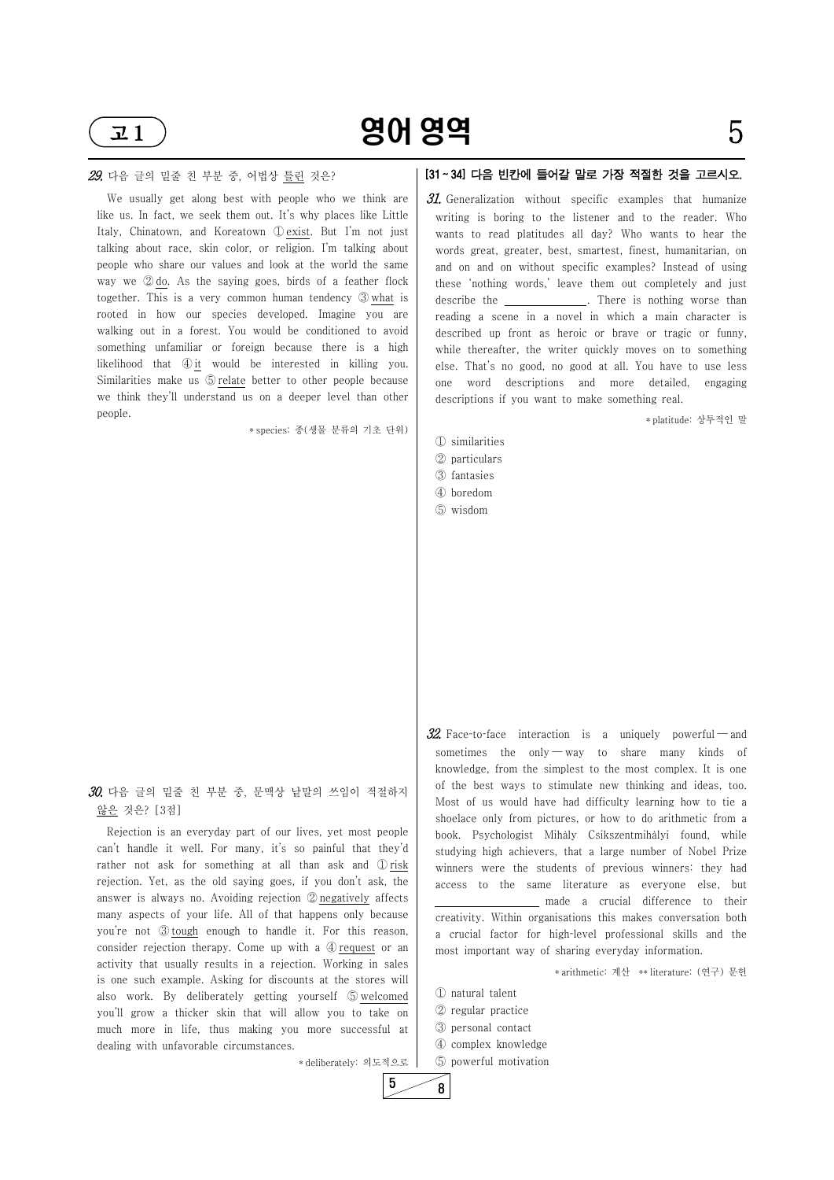**29.** 다음 글의 밑줄 친 부분 중, 어법상 <u>틀린</u> 것은?

We usually get along best with people who we think are like us. In fact, we seek them out. It's why places like Little Italy, Chinatown, and Koreatown ① <u>exist</u>. But I'm not just talking about race, skin color, or religion. I'm talking about people who share our values and look at the world the same way we ② <u>do</u>. As the saying goes, birds of a feather flock together. This is a very common human tendency ③ <u>what</u> is rooted in how our species developed. Imagine you are walking out in a forest. You would be conditioned to avoid something unfamiliar or foreign because there is a high likelihood that ④ <u>it</u> would be interested in killing you. Similarities make us ⑤ <u>relate</u> better to other people because we think they'll understand us on a deeper level than other people.

* species: 종(생물 분류의 기초 단위)

**30.** 다음 글의 밑줄 친 부분 중, 문맥상 낱말의 쓰임이 적절하지 <u>않은</u> 것은? [3점]

Rejection is an everyday part of our lives, yet most people can't handle it well. For many, it's so painful that they'd rather not ask for something at all than ask and ① <u>risk</u> rejection. Yet, as the old saying goes, if you don't ask, the answer is always no. Avoiding rejection ② <u>negatively</u> affects many aspects of your life. All of that happens only because you're not ③ <u>tough</u> enough to handle it. For this reason, consider rejection therapy. Come up with a ④ <u>request</u> or an activity that usually results in a rejection. Working in sales is one such example. Asking for discounts at the stores will also work. By deliberately getting yourself ⑤ <u>welcomed</u> you'll grow a thicker skin that will allow you to take on much more in life, thus making you more successful at dealing with unfavorable circumstances.

* deliberately: 의도적으로

**[31～34] 다음 빈칸에 들어갈 말로 가장 적절한 것을 고르시오.**

**31.** Generalization without specific examples that humanize writing is boring to the listener and to the reader. Who wants to read platitudes all day? Who wants to hear the words great, greater, best, smartest, finest, humanitarian, on and on and on without specific examples? Instead of using these 'nothing words,' leave them out completely and just describe the ______________. There is nothing worse than reading a scene in a novel in which a main character is described up front as heroic or brave or tragic or funny, while thereafter, the writer quickly moves on to something else. That's no good, no good at all. You have to use less one word descriptions and more detailed, engaging descriptions if you want to make something real.

* platitude: 상투적인 말

① similarities
② particulars
③ fantasies
④ boredom
⑤ wisdom

**32.** Face-to-face interaction is a uniquely powerful — and sometimes the only — way to share many kinds of knowledge, from the simplest to the most complex. It is one of the best ways to stimulate new thinking and ideas, too. Most of us would have had difficulty learning how to tie a shoelace only from pictures, or how to do arithmetic from a book. Psychologist Mihàly Csikszentmihàlyi found, while studying high achievers, that a large number of Nobel Prize winners were the students of previous winners: they had access to the same literature as everyone else, but ________________ made a crucial difference to their creativity. Within organisations this makes conversation both a crucial factor for high-level professional skills and the most important way of sharing everyday information.

* arithmetic: 계산 ** literature: (연구) 문헌

① natural talent
② regular practice
③ personal contact
④ complex knowledge
⑤ powerful motivation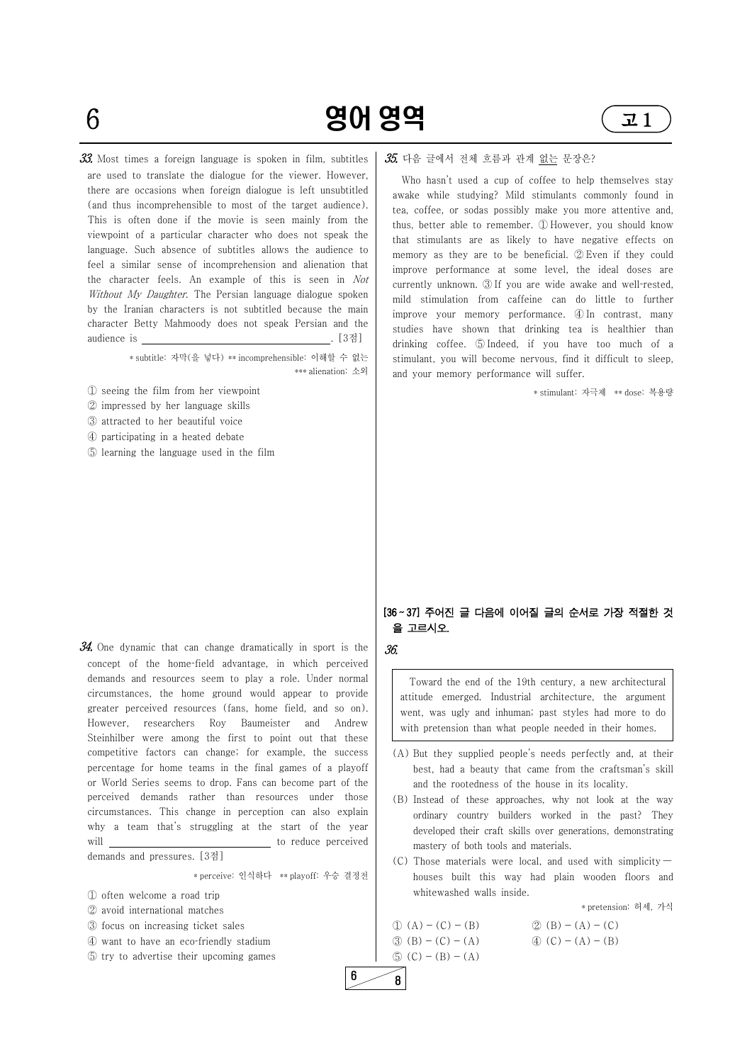**33.** Most times a foreign language is spoken in film, subtitles are used to translate the dialogue for the viewer. However, there are occasions when foreign dialogue is left unsubtitled (and thus incomprehensible to most of the target audience). This is often done if the movie is seen mainly from the viewpoint of a particular character who does not speak the language. Such absence of subtitles allows the audience to feel a similar sense of incomprehension and alienation that the character feels. An example of this is seen in *Not Without My Daughter*. The Persian language dialogue spoken by the Iranian characters is not subtitled because the main character Betty Mahmoody does not speak Persian and the audience is ______________________. [3점]

\* subtitle: 자막(을 넣다) \*\* incomprehensible: 이해할 수 없는 \*\*\* alienation: 소외

① seeing the film from her viewpoint
② impressed by her language skills
③ attracted to her beautiful voice
④ participating in a heated debate
⑤ learning the language used in the film

**34.** One dynamic that can change dramatically in sport is the concept of the home-field advantage, in which perceived demands and resources seem to play a role. Under normal circumstances, the home ground would appear to provide greater perceived resources (fans, home field, and so on). However, researchers Roy Baumeister and Andrew Steinhilber were among the first to point out that these competitive factors can change; for example, the success percentage for home teams in the final games of a playoff or World Series seems to drop. Fans can become part of the perceived demands rather than resources under those circumstances. This change in perception can also explain why a team that's struggling at the start of the year will ______________________ to reduce perceived demands and pressures. [3점]

\* perceive: 인식하다 \*\* playoff: 우승 결정전

① often welcome a road trip
② avoid international matches
③ focus on increasing ticket sales
④ want to have an eco-friendly stadium
⑤ try to advertise their upcoming games

**35.** 다음 글에서 전체 흐름과 관계 없는 문장은?

Who hasn't used a cup of coffee to help themselves stay awake while studying? Mild stimulants commonly found in tea, coffee, or sodas possibly make you more attentive and, thus, better able to remember. ① However, you should know that stimulants are as likely to have negative effects on memory as they are to be beneficial. ② Even if they could improve performance at some level, the ideal doses are currently unknown. ③ If you are wide awake and well-rested, mild stimulation from caffeine can do little to further improve your memory performance. ④ In contrast, many studies have shown that drinking tea is healthier than drinking coffee. ⑤ Indeed, if you have too much of a stimulant, you will become nervous, find it difficult to sleep, and your memory performance will suffer.

\* stimulant: 자극제 \*\* dose: 복용량

**[36~37] 주어진 글 다음에 이어질 글의 순서로 가장 적절한 것을 고르시오.**

**36.**

> Toward the end of the 19th century, a new architectural attitude emerged. Industrial architecture, the argument went, was ugly and inhuman; past styles had more to do with pretension than what people needed in their homes.

(A) But they supplied people's needs perfectly and, at their best, had a beauty that came from the craftsman's skill and the rootedness of the house in its locality.

(B) Instead of these approaches, why not look at the way ordinary country builders worked in the past? They developed their craft skills over generations, demonstrating mastery of both tools and materials.

(C) Those materials were local, and used with simplicity — houses built this way had plain wooden floors and whitewashed walls inside.

\* pretension: 허세, 가식

① (A) − (C) − (B)
② (B) − (A) − (C)
③ (B) − (C) − (A)
④ (C) − (A) − (B)
⑤ (C) − (B) − (A)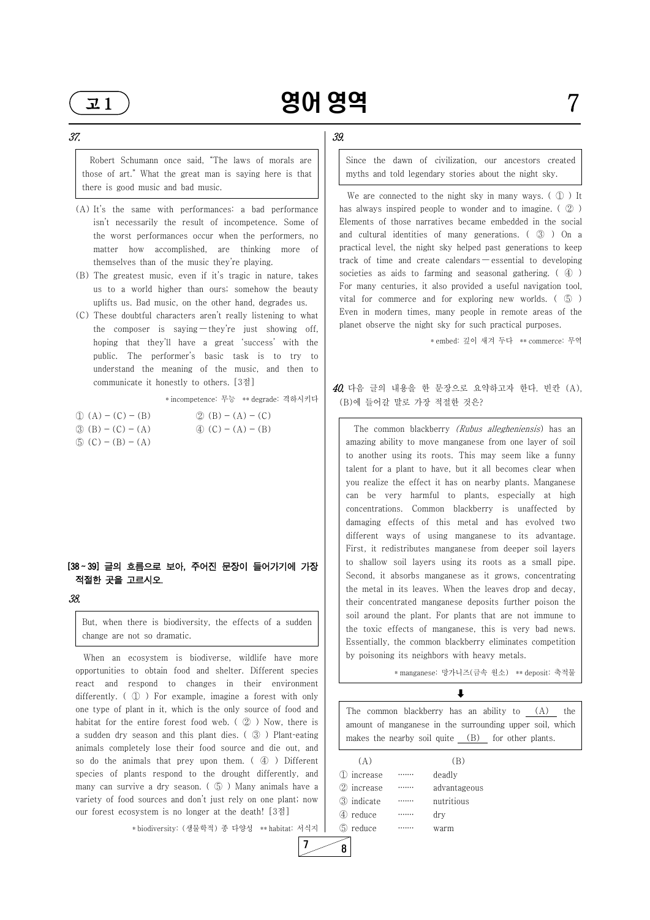## 37.

Robert Schumann once said, "The laws of morals are those of art." What the great man is saying here is that there is good music and bad music.

(A) It's the same with performances: a bad performance isn't necessarily the result of incompetence. Some of the worst performances occur when the performers, no matter how accomplished, are thinking more of themselves than of the music they're playing.

(B) The greatest music, even if it's tragic in nature, takes us to a world higher than ours; somehow the beauty uplifts us. Bad music, on the other hand, degrades us.

(C) These doubtful characters aren't really listening to what the composer is saying — they're just showing off, hoping that they'll have a great 'success' with the public. The performer's basic task is to try to understand the meaning of the music, and then to communicate it honestly to others. [3점]

* incompetence: 무능 ** degrade: 격하시키다

① (A) − (C) − (B)
② (B) − (A) − (C)
③ (B) − (C) − (A)
④ (C) − (A) − (B)
⑤ (C) − (B) − (A)

### [38 ~ 39] 글의 흐름으로 보아, 주어진 문장이 들어가기에 가장 적절한 곳을 고르시오.

## 38.

But, when there is biodiversity, the effects of a sudden change are not so dramatic.

When an ecosystem is biodiverse, wildlife have more opportunities to obtain food and shelter. Different species react and respond to changes in their environment differently. ( ① ) For example, imagine a forest with only one type of plant in it, which is the only source of food and habitat for the entire forest food web. ( ② ) Now, there is a sudden dry season and this plant dies. ( ③ ) Plant-eating animals completely lose their food source and die out, and so do the animals that prey upon them. ( ④ ) Different species of plants respond to the drought differently, and many can survive a dry season. ( ⑤ ) Many animals have a variety of food sources and don't just rely on one plant; now our forest ecosystem is no longer at the death! [3점]

* biodiversity: (생물학적) 종 다양성 ** habitat: 서식지

## 39.

Since the dawn of civilization, our ancestors created myths and told legendary stories about the night sky.

We are connected to the night sky in many ways. ( ① ) It has always inspired people to wonder and to imagine. ( ② ) Elements of those narratives became embedded in the social and cultural identities of many generations. ( ③ ) On a practical level, the night sky helped past generations to keep track of time and create calendars — essential to developing societies as aids to farming and seasonal gathering. ( ④ ) For many centuries, it also provided a useful navigation tool, vital for commerce and for exploring new worlds. ( ⑤ ) Even in modern times, many people in remote areas of the planet observe the night sky for such practical purposes.

* embed: 깊이 새겨 두다 ** commerce: 무역

## 40. 다음 글의 내용을 한 문장으로 요약하고자 한다. 빈칸 (A), (B)에 들어갈 말로 가장 적절한 것은?

The common blackberry *(Rubus allegheniensis)* has an amazing ability to move manganese from one layer of soil to another using its roots. This may seem like a funny talent for a plant to have, but it all becomes clear when you realize the effect it has on nearby plants. Manganese can be very harmful to plants, especially at high concentrations. Common blackberry is unaffected by damaging effects of this metal and has evolved two different ways of using manganese to its advantage. First, it redistributes manganese from deeper soil layers to shallow soil layers using its roots as a small pipe. Second, it absorbs manganese as it grows, concentrating the metal in its leaves. When the leaves drop and decay, their concentrated manganese deposits further poison the soil around the plant. For plants that are not immune to the toxic effects of manganese, this is very bad news. Essentially, the common blackberry eliminates competition by poisoning its neighbors with heavy metals.

* manganese: 망가니즈(금속 원소) ** deposit: 축적물

⬇

The common blackberry has an ability to ___(A)___ the amount of manganese in the surrounding upper soil, which makes the nearby soil quite ___(B)___ for other plants.

| | (A) | | (B) |
|---|---|---|---|
| ① | increase | ······· | deadly |
| ② | increase | ······· | advantageous |
| ③ | indicate | ······· | nutritious |
| ④ | reduce | ······· | dry |
| ⑤ | reduce | ······· | warm |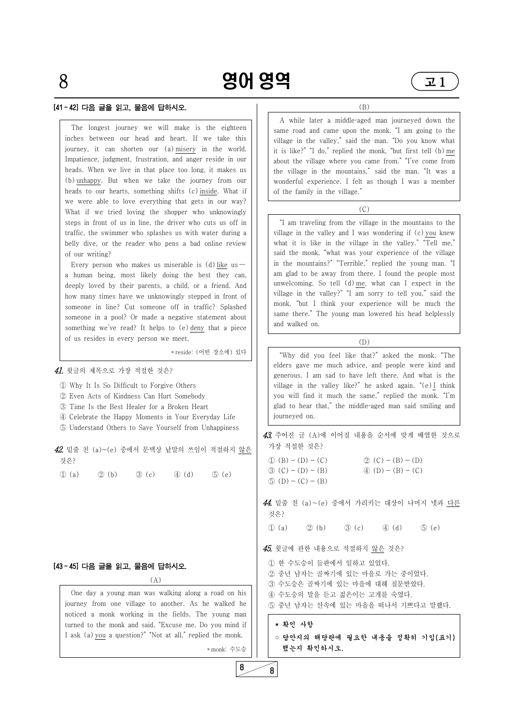**[41 ~ 42] 다음 글을 읽고, 물음에 답하시오.**

The longest journey we will make is the eighteen inches between our head and heart. If we take this journey, it can shorten our (a) misery in the world. Impatience, judgment, frustration, and anger reside in our heads. When we live in that place too long, it makes us (b) unhappy. But when we take the journey from our heads to our hearts, something shifts (c) inside. What if we were able to love everything that gets in our way? What if we tried loving the shopper who unknowingly steps in front of us in line, the driver who cuts us off in traffic, the swimmer who splashes us with water during a belly dive, or the reader who pens a bad online review of our writing?

Every person who makes us miserable is (d) like us ― a human being, most likely doing the best they can, deeply loved by their parents, a child, or a friend. And how many times have we unknowingly stepped in front of someone in line? Cut someone off in traffic? Splashed someone in a pool? Or made a negative statement about something we've read? It helps to (e) deny that a piece of us resides in every person we meet.

\* reside: (어떤 장소에) 있다

**41.** 윗글의 제목으로 가장 적절한 것은?

① Why It Is So Difficult to Forgive Others
② Even Acts of Kindness Can Hurt Somebody
③ Time Is the Best Healer for a Broken Heart
④ Celebrate the Happy Moments in Your Everyday Life
⑤ Understand Others to Save Yourself from Unhappiness

**42.** 밑줄 친 (a)~(e) 중에서 문맥상 낱말의 쓰임이 적절하지 않은 것은?

① (a) ② (b) ③ (c) ④ (d) ⑤ (e)

**[43 ~ 45] 다음 글을 읽고, 물음에 답하시오.**

(A)

One day a young man was walking along a road on his journey from one village to another. As he walked he noticed a monk working in the fields. The young man turned to the monk and said, "Excuse me. Do you mind if I ask (a) you a question?" "Not at all," replied the monk.

\* monk: 수도승

(B)

A while later a middle-aged man journeyed down the same road and came upon the monk. "I am going to the village in the valley," said the man. "Do you know what it is like?" "I do," replied the monk, "but first tell (b) me about the village where you came from." "I've come from the village in the mountains," said the man. "It was a wonderful experience. I felt as though I was a member of the family in the village."

(C)

"I am traveling from the village in the mountains to the village in the valley and I was wondering if (c) you knew what it is like in the village in the valley." "Tell me," said the monk, "what was your experience of the village in the mountains?" "Terrible," replied the young man. "I am glad to be away from there. I found the people most unwelcoming. So tell (d) me, what can I expect in the village in the valley?" "I am sorry to tell you," said the monk, "but I think your experience will be much the same there." The young man lowered his head helplessly and walked on.

(D)

"Why did you feel like that?" asked the monk. "The elders gave me much advice, and people were kind and generous. I am sad to have left there. And what is the village in the valley like?" he asked again. "(e) I think you will find it much the same," replied the monk. "I'm glad to hear that," the middle-aged man said smiling and journeyed on.

**43.** 주어진 글 (A)에 이어질 내용을 순서에 맞게 배열한 것으로 가장 적절한 것은?

① (B) − (D) − (C)
② (C) − (B) − (D)
③ (C) − (D) − (B)
④ (D) − (B) − (C)
⑤ (D) − (C) − (B)

**44.** 밑줄 친 (a)~(e) 중에서 가리키는 대상이 나머지 넷과 다른 것은?

① (a) ② (b) ③ (c) ④ (d) ⑤ (e)

**45.** 윗글에 관한 내용으로 적절하지 않은 것은?

① 한 수도승이 들판에서 일하고 있었다.
② 중년 남자는 골짜기에 있는 마을로 가는 중이었다.
③ 수도승은 골짜기에 있는 마을에 대해 질문받았다.
④ 수도승의 말을 듣고 젊은이는 고개를 숙였다.
⑤ 중년 남자는 산속에 있는 마을을 떠나서 기쁘다고 말했다.

**\* 확인 사항**

○ **답안지의 해당란에 필요한 내용을 정확히 기입(표기)했는지 확인하시오.**